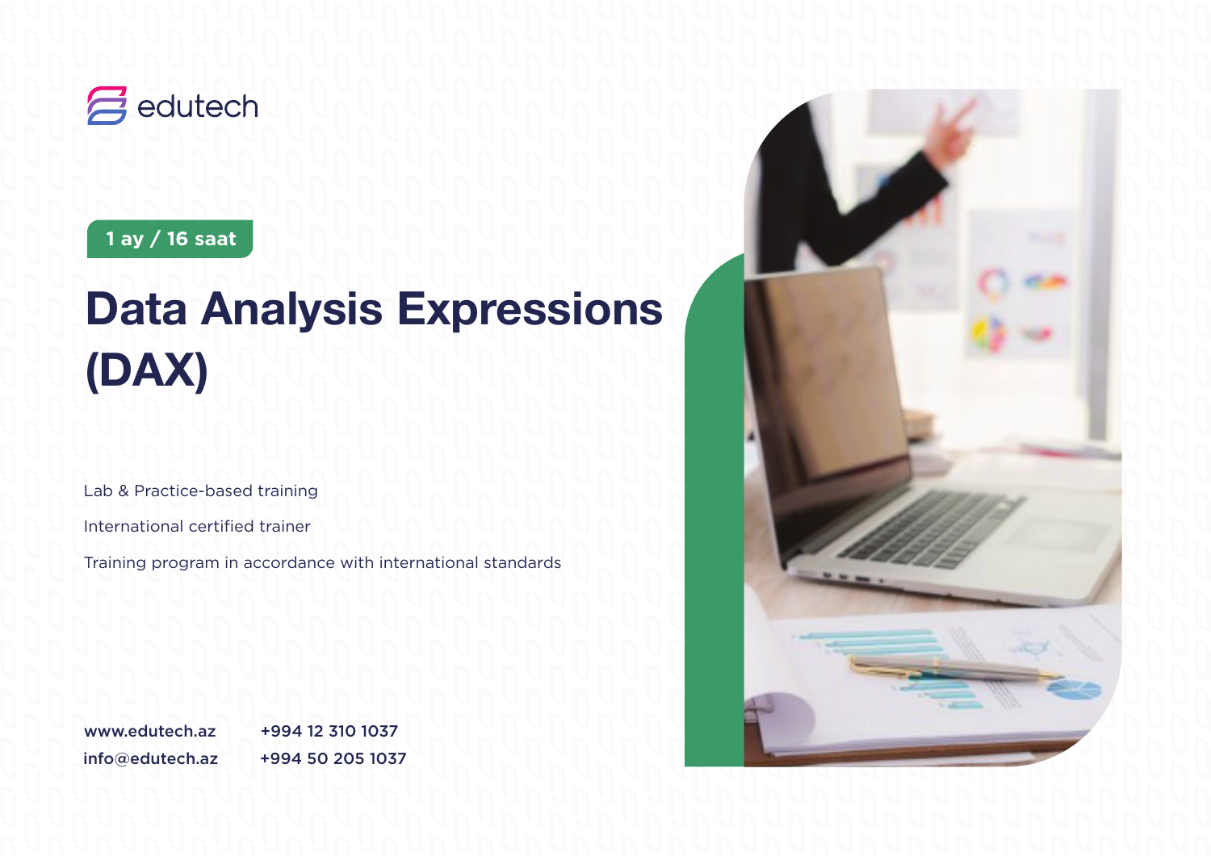edutech

**1 ay / 16 saat**

# Data Analysis Expressions (DAX)

Lab & Practice-based training

International certified trainer

Training program in accordance with international standards

www.edutech.az
info@edutech.az

+994 12 310 1037
+994 50 205 1037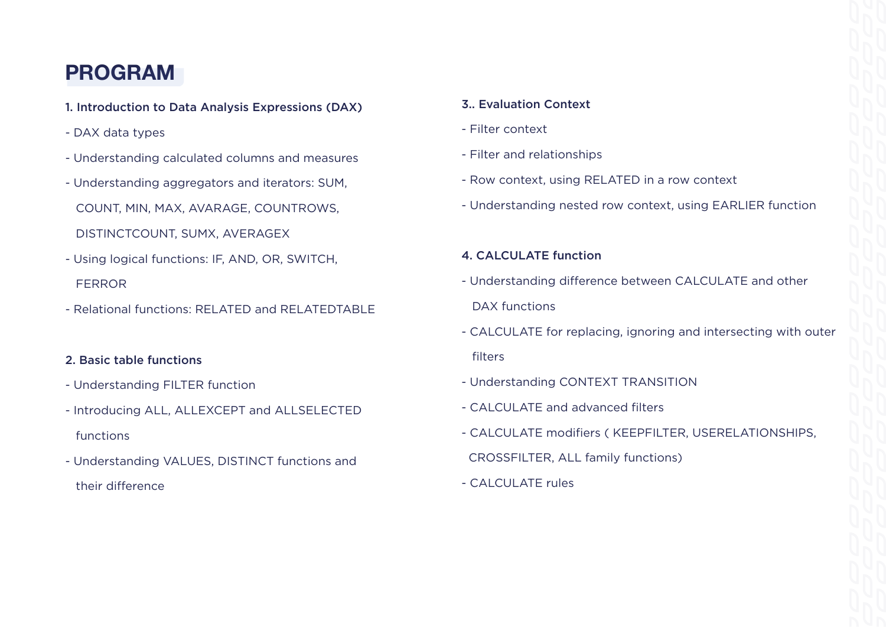# PROGRAM

### 1. Introduction to Data Analysis Expressions (DAX)

- DAX data types
- Understanding calculated columns and measures
- Understanding aggregators and iterators: SUM, COUNT, MIN, MAX, AVARAGE, COUNTROWS, DISTINCTCOUNT, SUMX, AVERAGEX
- Using logical functions: IF, AND, OR, SWITCH, FERROR
- Relational functions: RELATED and RELATEDTABLE

### 2. Basic table functions

- Understanding FILTER function
- Introducing ALL, ALLEXCEPT and ALLSELECTED functions
- Understanding VALUES, DISTINCT functions and their difference

### 3.. Evaluation Context

- Filter context
- Filter and relationships
- Row context, using RELATED in a row context
- Understanding nested row context, using EARLIER function

### 4. CALCULATE function

- Understanding difference between CALCULATE and other DAX functions
- CALCULATE for replacing, ignoring and intersecting with outer filters
- Understanding CONTEXT TRANSITION
- CALCULATE and advanced filters
- CALCULATE modifiers ( KEEPFILTER, USERELATIONSHIPS, CROSSFILTER, ALL family functions)
- CALCULATE rules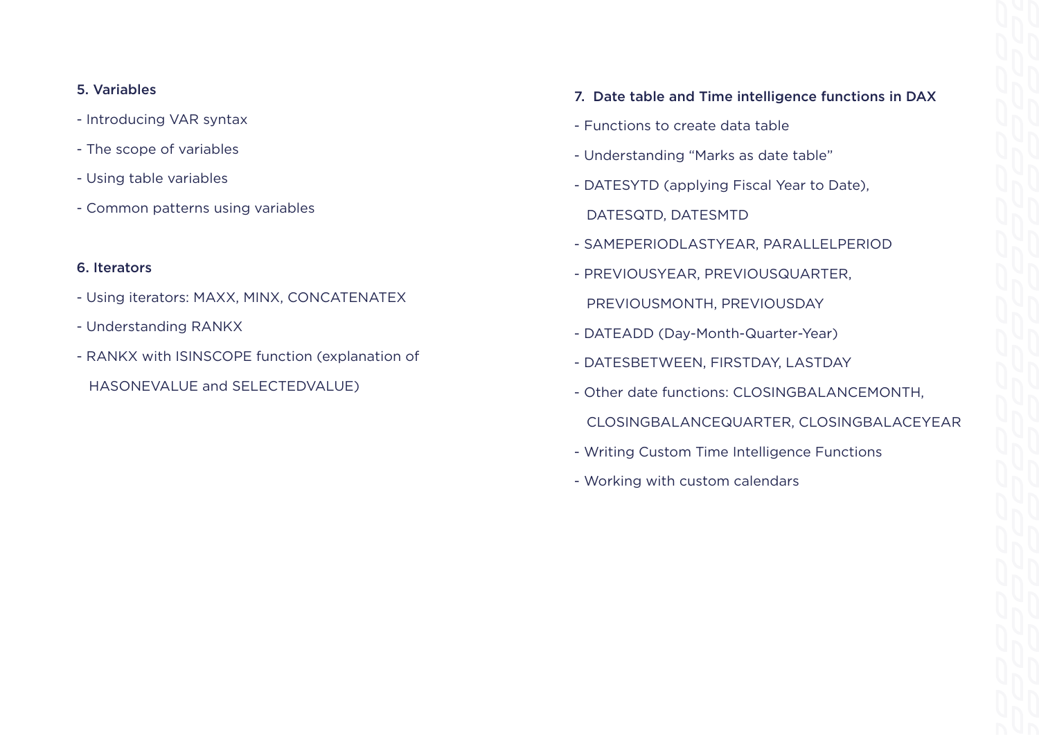### 5. Variables

- Introducing VAR syntax
- The scope of variables
- Using table variables
- Common patterns using variables

### 6. Iterators

- Using iterators: MAXX, MINX, CONCATENATEX
- Understanding RANKX
- RANKX with ISINSCOPE function (explanation of HASONEVALUE and SELECTEDVALUE)

### 7. Date table and Time intelligence functions in DAX

- Functions to create data table
- Understanding “Marks as date table”
- DATESYTD (applying Fiscal Year to Date), DATESQTD, DATESMTD
- SAMEPERIODLASTYEAR, PARALLELPERIOD
- PREVIOUSYEAR, PREVIOUSQUARTER, PREVIOUSMONTH, PREVIOUSDAY
- DATEADD (Day-Month-Quarter-Year)
- DATESBETWEEN, FIRSTDAY, LASTDAY
- Other date functions: CLOSINGBALANCEMONTH, CLOSINGBALANCEQUARTER, CLOSINGBALACEYEAR
- Writing Custom Time Intelligence Functions
- Working with custom calendars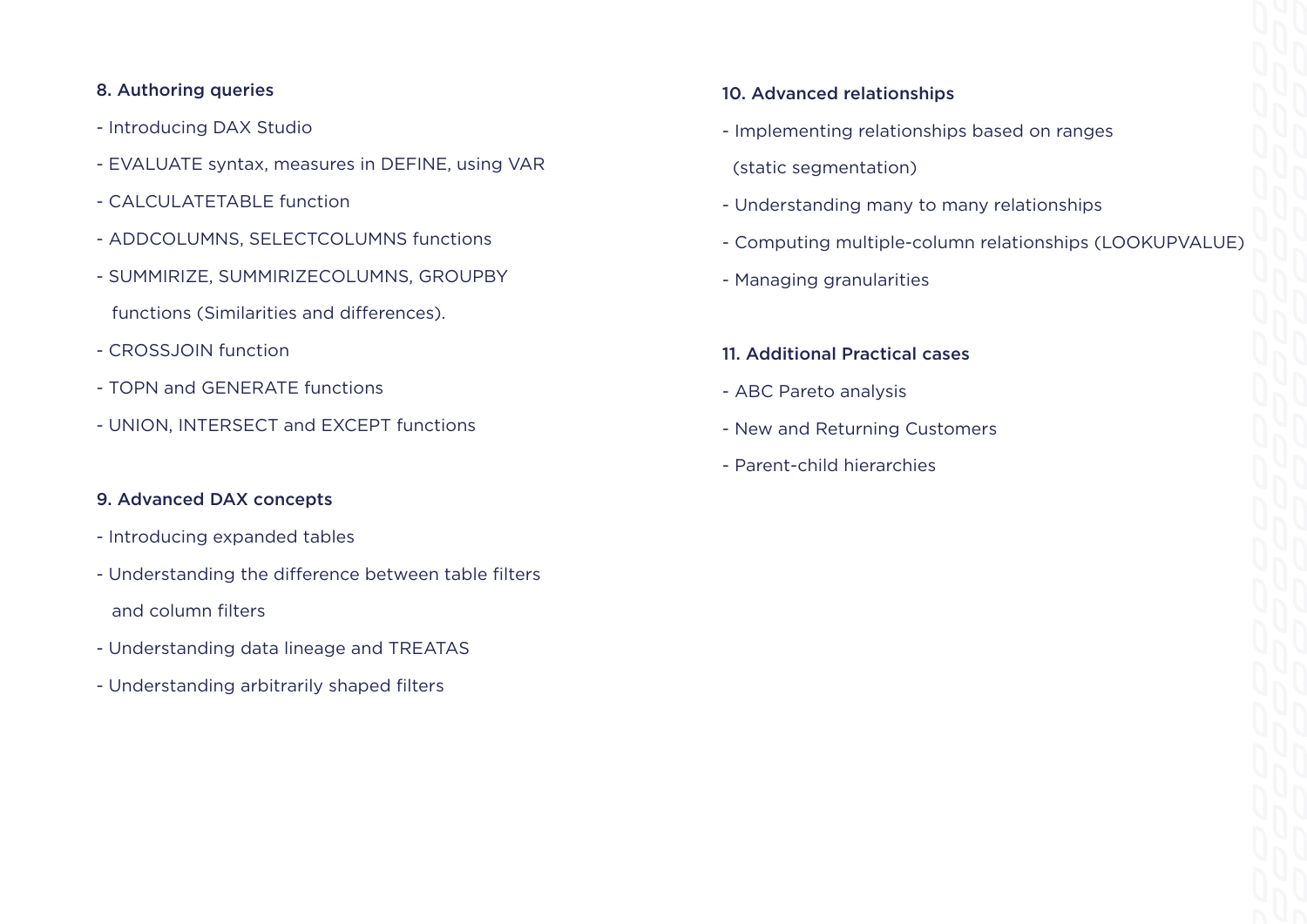### 8. Authoring queries

- Introducing DAX Studio
- EVALUATE syntax, measures in DEFINE, using VAR
- CALCULATETABLE function
- ADDCOLUMNS, SELECTCOLUMNS functions
- SUMMIRIZE, SUMMIRIZECOLUMNS, GROUPBY functions (Similarities and differences).
- CROSSJOIN function
- TOPN and GENERATE functions
- UNION, INTERSECT and EXCEPT functions

### 9. Advanced DAX concepts

- Introducing expanded tables
- Understanding the difference between table filters and column filters
- Understanding data lineage and TREATAS
- Understanding arbitrarily shaped filters

### 10. Advanced relationships

- Implementing relationships based on ranges (static segmentation)
- Understanding many to many relationships
- Computing multiple-column relationships (LOOKUPVALUE)
- Managing granularities

### 11. Additional Practical cases

- ABC Pareto analysis
- New and Returning Customers
- Parent-child hierarchies